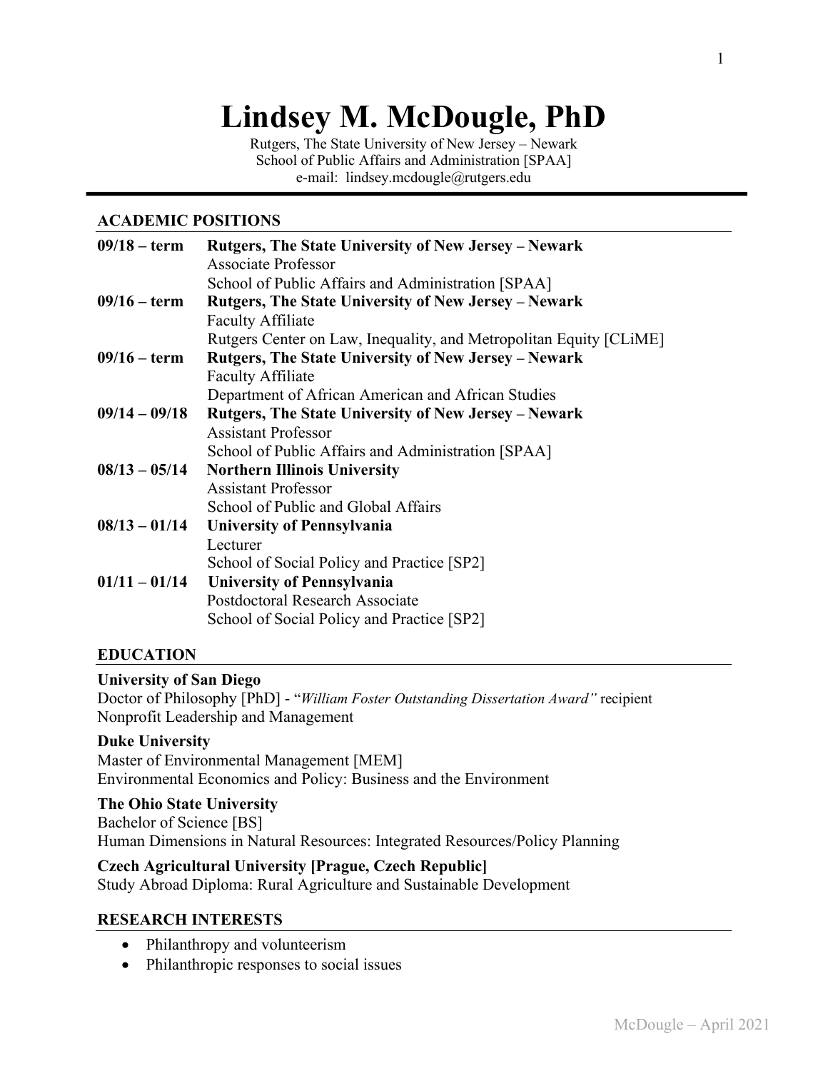# Lindsey M. McDougle, PhD

Rutgers, The State University of New Jersey – Newark
School of Public Affairs and Administration [SPAA]
e-mail: lindsey.mcdougle@rutgers.edu

## ACADEMIC POSITIONS

**09/18 – term** **Rutgers, The State University of New Jersey – Newark**
Associate Professor
School of Public Affairs and Administration [SPAA]

**09/16 – term** **Rutgers, The State University of New Jersey – Newark**
Faculty Affiliate
Rutgers Center on Law, Inequality, and Metropolitan Equity [CLiME]

**09/16 – term** **Rutgers, The State University of New Jersey – Newark**
Faculty Affiliate
Department of African American and African Studies

**09/14 – 09/18** **Rutgers, The State University of New Jersey – Newark**
Assistant Professor
School of Public Affairs and Administration [SPAA]

**08/13 – 05/14** **Northern Illinois University**
Assistant Professor
School of Public and Global Affairs

**08/13 – 01/14** **University of Pennsylvania**
Lecturer
School of Social Policy and Practice [SP2]

**01/11 – 01/14** **University of Pennsylvania**
Postdoctoral Research Associate
School of Social Policy and Practice [SP2]

## EDUCATION

**University of San Diego**
Doctor of Philosophy [PhD] - "*William Foster Outstanding Dissertation Award"* recipient
Nonprofit Leadership and Management

**Duke University**
Master of Environmental Management [MEM]
Environmental Economics and Policy: Business and the Environment

**The Ohio State University**
Bachelor of Science [BS]
Human Dimensions in Natural Resources: Integrated Resources/Policy Planning

**Czech Agricultural University [Prague, Czech Republic]**
Study Abroad Diploma: Rural Agriculture and Sustainable Development

## RESEARCH INTERESTS

- Philanthropy and volunteerism
- Philanthropic responses to social issues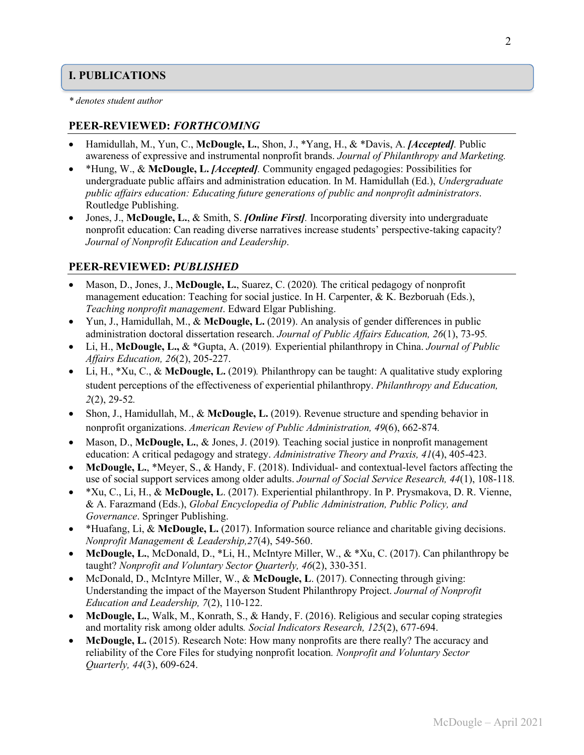## I. PUBLICATIONS

*\* denotes student author*

### PEER-REVIEWED: *FORTHCOMING*

- Hamidullah, M., Yun, C., **McDougle, L.**, Shon, J., *Yang, H., & *Davis, A. ***[Accepted]***. Public awareness of expressive and instrumental nonprofit brands. *Journal of Philanthropy and Marketing.*
- *Hung, W., & **McDougle, L. *[Accepted]***. Community engaged pedagogies: Possibilities for undergraduate public affairs and administration education. In M. Hamidullah (Ed.), *Undergraduate public affairs education: Educating future generations of public and nonprofit administrators*. Routledge Publishing.
- Jones, J., **McDougle, L.**, & Smith, S. ***[Online First]***. Incorporating diversity into undergraduate nonprofit education: Can reading diverse narratives increase students' perspective-taking capacity? *Journal of Nonprofit Education and Leadership*.

### PEER-REVIEWED: *PUBLISHED*

- Mason, D., Jones, J., **McDougle, L.**, Suarez, C. (2020)*.* The critical pedagogy of nonprofit management education: Teaching for social justice. In H. Carpenter, & K. Bezboruah (Eds.), *Teaching nonprofit management*. Edward Elgar Publishing.
- Yun, J., Hamidullah, M., & **McDougle, L.** (2019). An analysis of gender differences in public administration doctoral dissertation research. *Journal of Public Affairs Education, 26*(1), 73-95*.*
- Li, H., **McDougle, L.,** & *Gupta, A. (2019)*.* Experiential philanthropy in China. *Journal of Public Affairs Education, 26*(2), 205-227.
- Li, H., *Xu, C., & **McDougle, L.** (2019)*.* Philanthropy can be taught: A qualitative study exploring student perceptions of the effectiveness of experiential philanthropy. *Philanthropy and Education, 2*(2), 29-52*.*
- Shon, J., Hamidullah, M., & **McDougle, L.** (2019). Revenue structure and spending behavior in nonprofit organizations. *American Review of Public Administration, 49*(6), 662-874*.*
- Mason, D., **McDougle, L.**, & Jones, J. (2019)*.* Teaching social justice in nonprofit management education: A critical pedagogy and strategy. *Administrative Theory and Praxis, 41*(4), 405-423.
- **McDougle, L.**, *Meyer, S., & Handy, F. (2018). Individual- and contextual-level factors affecting the use of social support services among older adults. *Journal of Social Service Research, 44*(1), 108-118*.*
- *Xu, C., Li, H., & **McDougle, L**. (2017). Experiential philanthropy. In P. Prysmakova, D. R. Vienne, & A. Farazmand (Eds.), *Global Encyclopedia of Public Administration, Public Policy, and Governance*. Springer Publishing.
- *Huafang, Li, & **McDougle, L.** (2017). Information source reliance and charitable giving decisions. *Nonprofit Management & Leadership,27*(4), 549-560.
- **McDougle, L.**, McDonald, D., *Li, H., McIntyre Miller, W., & *Xu, C. (2017). Can philanthropy be taught? *Nonprofit and Voluntary Sector Quarterly, 46*(2), 330-351*.*
- McDonald, D., McIntyre Miller, W., & **McDougle, L**. (2017). Connecting through giving: Understanding the impact of the Mayerson Student Philanthropy Project. *Journal of Nonprofit Education and Leadership, 7*(2), 110-122.
- **McDougle, L.**, Walk, M., Konrath, S., & Handy, F. (2016). Religious and secular coping strategies and mortality risk among older adults*. Social Indicators Research, 125*(2), 677-694.
- **McDougle, L.** (2015). Research Note: How many nonprofits are there really? The accuracy and reliability of the Core Files for studying nonprofit location*. Nonprofit and Voluntary Sector Quarterly, 44*(3), 609-624.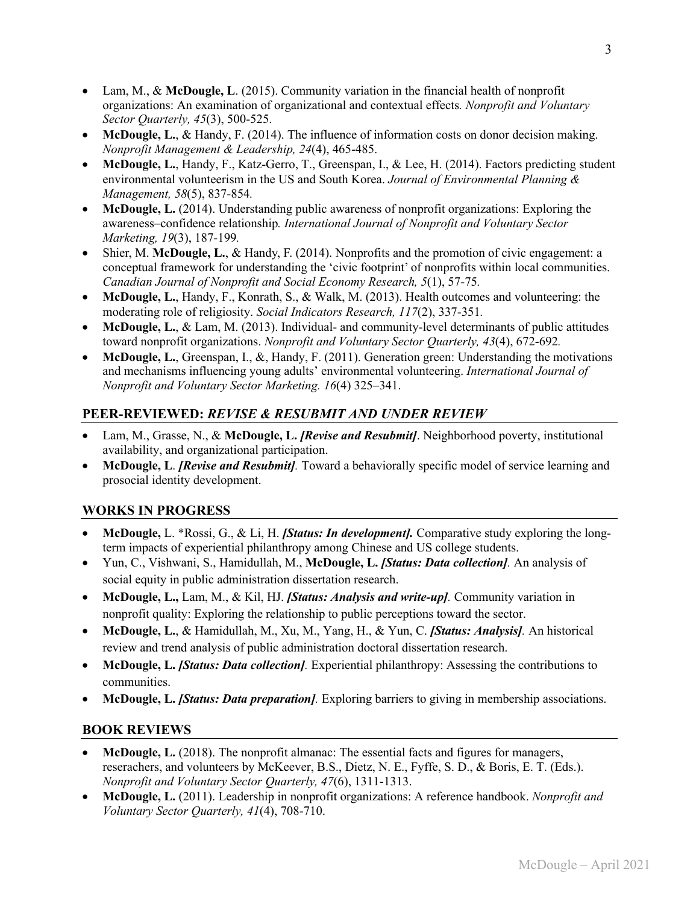- Lam, M., & **McDougle, L**. (2015). Community variation in the financial health of nonprofit organizations: An examination of organizational and contextual effects*. Nonprofit and Voluntary Sector Quarterly, 45*(3), 500-525.
- **McDougle, L.**, & Handy, F. (2014). The influence of information costs on donor decision making. *Nonprofit Management & Leadership, 24*(4), 465-485.
- **McDougle, L.**, Handy, F., Katz-Gerro, T., Greenspan, I., & Lee, H. (2014). Factors predicting student environmental volunteerism in the US and South Korea. *Journal of Environmental Planning & Management, 58*(5), 837-854*.*
- **McDougle, L.** (2014). Understanding public awareness of nonprofit organizations: Exploring the awareness–confidence relationship*. International Journal of Nonprofit and Voluntary Sector Marketing, 19*(3), 187-199*.*
- Shier, M. **McDougle, L.**, & Handy, F. (2014). Nonprofits and the promotion of civic engagement: a conceptual framework for understanding the 'civic footprint' of nonprofits within local communities. *Canadian Journal of Nonprofit and Social Economy Research, 5*(1), 57-75*.*
- **McDougle, L.**, Handy, F., Konrath, S., & Walk, M. (2013). Health outcomes and volunteering: the moderating role of religiosity. *Social Indicators Research, 117*(2), 337-351*.*
- **McDougle, L.**, & Lam, M. (2013). Individual- and community-level determinants of public attitudes toward nonprofit organizations. *Nonprofit and Voluntary Sector Quarterly, 43*(4), 672-692*.*
- **McDougle, L.**, Greenspan, I., &, Handy, F. (2011). Generation green: Understanding the motivations and mechanisms influencing young adults' environmental volunteering. *International Journal of Nonprofit and Voluntary Sector Marketing. 16*(4) 325–341.

## PEER-REVIEWED: *REVISE & RESUBMIT AND UNDER REVIEW*

- Lam, M., Grasse, N., & **McDougle, L.** ***[Revise and Resubmit]***. Neighborhood poverty, institutional availability, and organizational participation.
- **McDougle, L**. ***[Revise and Resubmit]****.* Toward a behaviorally specific model of service learning and prosocial identity development.

## WORKS IN PROGRESS

- **McDougle,** L. *Rossi, G., & Li, H. ***[Status: In development].*** Comparative study exploring the long-term impacts of experiential philanthropy among Chinese and US college students.
- Yun, C., Vishwani, S., Hamidullah, M., **McDougle, L.** ***[Status: Data collection]****.* An analysis of social equity in public administration dissertation research.
- **McDougle, L.,** Lam, M., & Kil, HJ. ***[Status: Analysis and write-up]****.* Community variation in nonprofit quality: Exploring the relationship to public perceptions toward the sector.
- **McDougle, L.**, & Hamidullah, M., Xu, M., Yang, H., & Yun, C. ***[Status: Analysis]****.* An historical review and trend analysis of public administration doctoral dissertation research.
- **McDougle, L.** ***[Status: Data collection]****.* Experiential philanthropy: Assessing the contributions to communities.
- **McDougle, L.** ***[Status: Data preparation]****.* Exploring barriers to giving in membership associations.

## BOOK REVIEWS

- **McDougle, L.** (2018). The nonprofit almanac: The essential facts and figures for managers, reserachers, and volunteers by McKeever, B.S., Dietz, N. E., Fyffe, S. D., & Boris, E. T. (Eds.). *Nonprofit and Voluntary Sector Quarterly, 47*(6), 1311-1313.
- **McDougle, L.** (2011). Leadership in nonprofit organizations: A reference handbook. *Nonprofit and Voluntary Sector Quarterly, 41*(4), 708-710.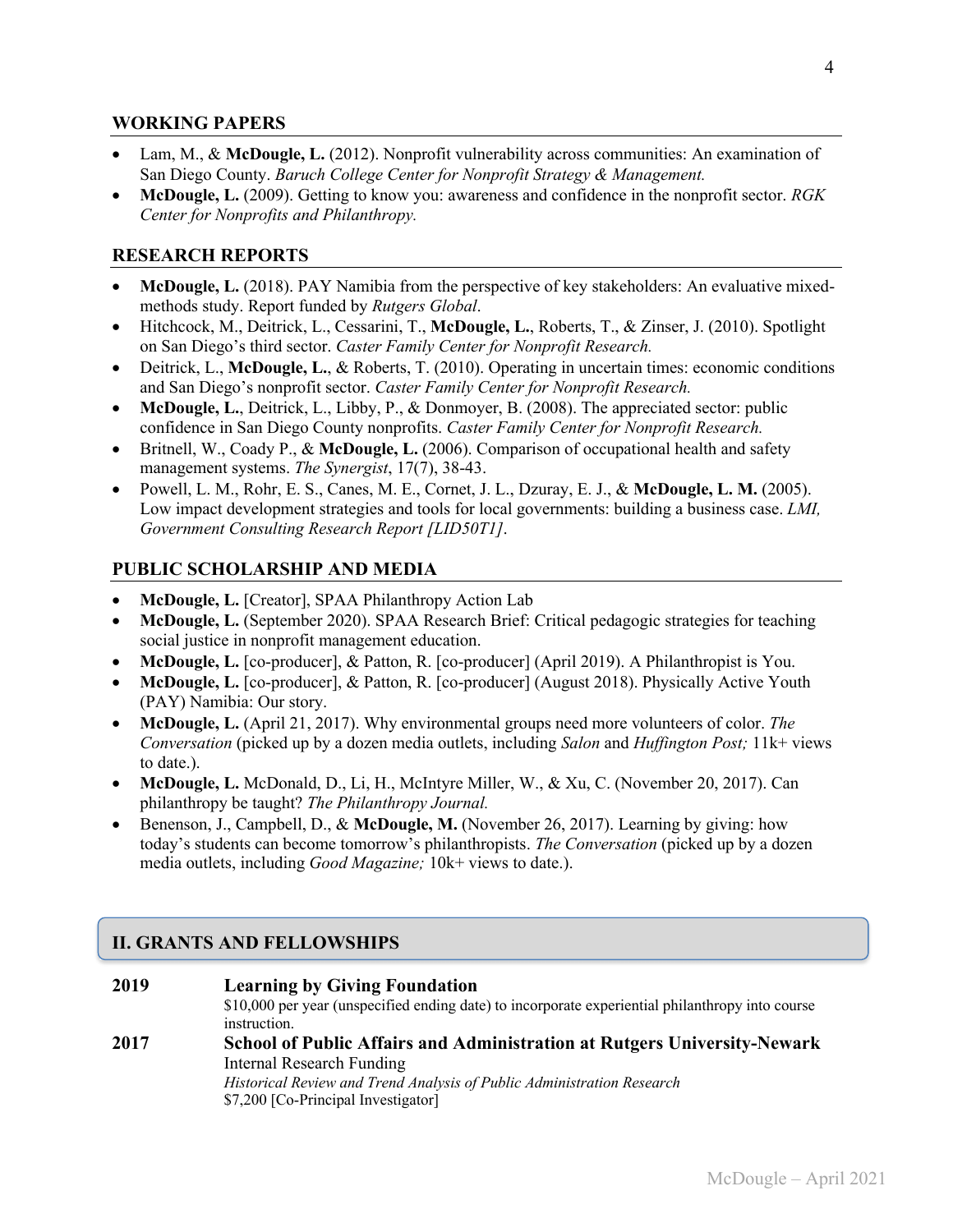## WORKING PAPERS

- Lam, M., & **McDougle, L.** (2012). Nonprofit vulnerability across communities: An examination of San Diego County. *Baruch College Center for Nonprofit Strategy & Management.*
- **McDougle, L.** (2009). Getting to know you: awareness and confidence in the nonprofit sector. *RGK Center for Nonprofits and Philanthropy.*

## RESEARCH REPORTS

- **McDougle, L.** (2018). PAY Namibia from the perspective of key stakeholders: An evaluative mixed-methods study. Report funded by *Rutgers Global*.
- Hitchcock, M., Deitrick, L., Cessarini, T., **McDougle, L.**, Roberts, T., & Zinser, J. (2010). Spotlight on San Diego's third sector. *Caster Family Center for Nonprofit Research.*
- Deitrick, L., **McDougle, L.**, & Roberts, T. (2010). Operating in uncertain times: economic conditions and San Diego's nonprofit sector. *Caster Family Center for Nonprofit Research.*
- **McDougle, L.**, Deitrick, L., Libby, P., & Donmoyer, B. (2008). The appreciated sector: public confidence in San Diego County nonprofits. *Caster Family Center for Nonprofit Research.*
- Britnell, W., Coady P., & **McDougle, L.** (2006). Comparison of occupational health and safety management systems. *The Synergist*, 17(7), 38-43.
- Powell, L. M., Rohr, E. S., Canes, M. E., Cornet, J. L., Dzuray, E. J., & **McDougle, L. M.** (2005). Low impact development strategies and tools for local governments: building a business case. *LMI, Government Consulting Research Report [LID50T1]*.

## PUBLIC SCHOLARSHIP AND MEDIA

- **McDougle, L.** [Creator], SPAA Philanthropy Action Lab
- **McDougle, L.** (September 2020). SPAA Research Brief: Critical pedagogic strategies for teaching social justice in nonprofit management education.
- **McDougle, L.** [co-producer], & Patton, R. [co-producer] (April 2019). A Philanthropist is You.
- **McDougle, L.** [co-producer], & Patton, R. [co-producer] (August 2018). Physically Active Youth (PAY) Namibia: Our story.
- **McDougle, L.** (April 21, 2017). Why environmental groups need more volunteers of color. *The Conversation* (picked up by a dozen media outlets, including *Salon* and *Huffington Post;* 11k+ views to date.).
- **McDougle, L.** McDonald, D., Li, H., McIntyre Miller, W., & Xu, C. (November 20, 2017). Can philanthropy be taught? *The Philanthropy Journal.*
- Benenson, J., Campbell, D., & **McDougle, M.** (November 26, 2017). Learning by giving: how today's students can become tomorrow's philanthropists. *The Conversation* (picked up by a dozen media outlets, including *Good Magazine;* 10k+ views to date.).

# II. GRANTS AND FELLOWSHIPS

**2019** **Learning by Giving Foundation**
$10,000 per year (unspecified ending date) to incorporate experiential philanthropy into course instruction.

**2017** **School of Public Affairs and Administration at Rutgers University-Newark**
Internal Research Funding
*Historical Review and Trend Analysis of Public Administration Research*
$7,200 [Co-Principal Investigator]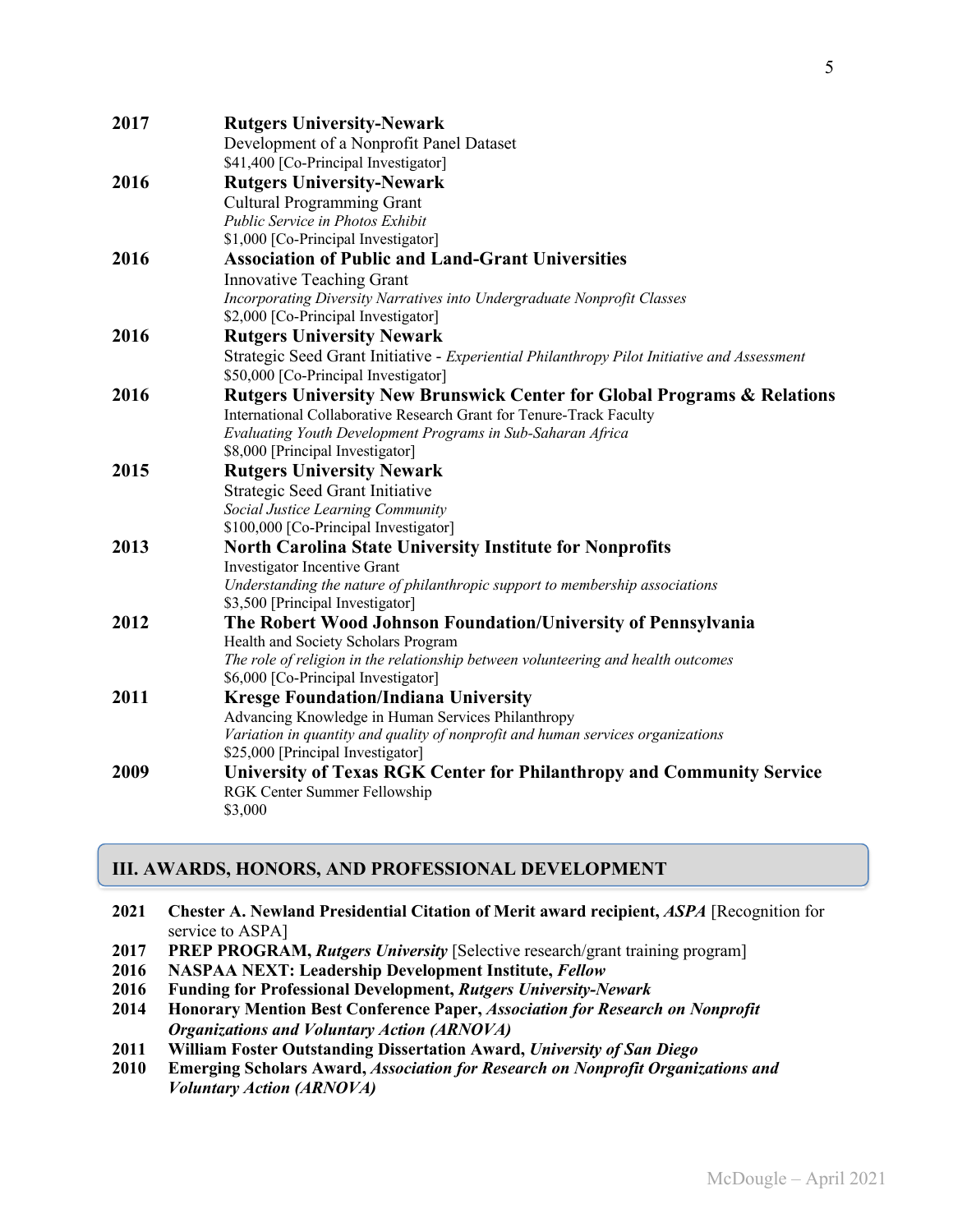**2017** **Rutgers University-Newark**
Development of a Nonprofit Panel Dataset
$41,400 [Co-Principal Investigator]

**2016** **Rutgers University-Newark**
Cultural Programming Grant
*Public Service in Photos Exhibit*
$1,000 [Co-Principal Investigator]

**2016** **Association of Public and Land-Grant Universities**
Innovative Teaching Grant
*Incorporating Diversity Narratives into Undergraduate Nonprofit Classes*
$2,000 [Co-Principal Investigator]

**2016** **Rutgers University Newark**
Strategic Seed Grant Initiative - *Experiential Philanthropy Pilot Initiative and Assessment*
$50,000 [Co-Principal Investigator]

**2016** **Rutgers University New Brunswick Center for Global Programs & Relations**
International Collaborative Research Grant for Tenure-Track Faculty
*Evaluating Youth Development Programs in Sub-Saharan Africa*
$8,000 [Principal Investigator]

**2015** **Rutgers University Newark**
Strategic Seed Grant Initiative
*Social Justice Learning Community*
$100,000 [Co-Principal Investigator]

**2013** **North Carolina State University Institute for Nonprofits**
Investigator Incentive Grant
*Understanding the nature of philanthropic support to membership associations*
$3,500 [Principal Investigator]

**2012** **The Robert Wood Johnson Foundation/University of Pennsylvania**
Health and Society Scholars Program
*The role of religion in the relationship between volunteering and health outcomes*
$6,000 [Co-Principal Investigator]

**2011** **Kresge Foundation/Indiana University**
Advancing Knowledge in Human Services Philanthropy
*Variation in quantity and quality of nonprofit and human services organizations*
$25,000 [Principal Investigator]

**2009** **University of Texas RGK Center for Philanthropy and Community Service**
RGK Center Summer Fellowship
$3,000

## III. AWARDS, HONORS, AND PROFESSIONAL DEVELOPMENT

**2021** **Chester A. Newland Presidential Citation of Merit award recipient,** ***ASPA*** [Recognition for service to ASPA]
**2017** **PREP PROGRAM,** ***Rutgers University*** [Selective research/grant training program]
**2016** **NASPAA NEXT: Leadership Development Institute,** ***Fellow***
**2016** **Funding for Professional Development,** ***Rutgers University-Newark***
**2014** **Honorary Mention Best Conference Paper,** ***Association for Research on Nonprofit Organizations and Voluntary Action (ARNOVA)***
**2011** **William Foster Outstanding Dissertation Award,** ***University of San Diego***
**2010** **Emerging Scholars Award,** ***Association for Research on Nonprofit Organizations and Voluntary Action (ARNOVA)***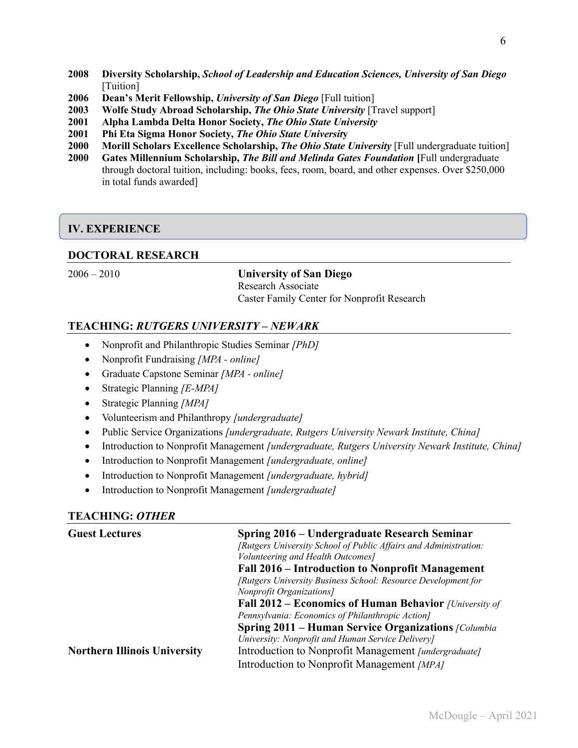**2008** **Diversity Scholarship,** ***School of Leadership and Education Sciences, University of San Diego*** [Tuition]

**2006** **Dean's Merit Fellowship,** ***University of San Diego*** [Full tuition]

**2003** **Wolfe Study Abroad Scholarship,** ***The Ohio State University*** [Travel support]

**2001** **Alpha Lambda Delta Honor Society,** ***The Ohio State University***

**2001** **Phi Eta Sigma Honor Society,** ***The Ohio State University***

**2000** **Morill Scholars Excellence Scholarship,** ***The Ohio State University*** [Full undergraduate tuition]

**2000** **Gates Millennium Scholarship,** ***The Bill and Melinda Gates Foundation*** **[**Full undergraduate through doctoral tuition, including: books, fees, room, board, and other expenses. Over $250,000 in total funds awarded]

## IV. EXPERIENCE

### DOCTORAL RESEARCH

2006 – 2010 **University of San Diego**
Research Associate
Caster Family Center for Nonprofit Research

### TEACHING: *RUTGERS UNIVERSITY – NEWARK*

- Nonprofit and Philanthropic Studies Seminar *[PhD]*
- Nonprofit Fundraising *[MPA - online]*
- Graduate Capstone Seminar *[MPA - online]*
- Strategic Planning *[E-MPA]*
- Strategic Planning *[MPA]*
- Volunteerism and Philanthropy *[undergraduate]*
- Public Service Organizations *[undergraduate, Rutgers University Newark Institute, China]*
- Introduction to Nonprofit Management *[undergraduate, Rutgers University Newark Institute, China]*
- Introduction to Nonprofit Management *[undergraduate, online]*
- Introduction to Nonprofit Management *[undergraduate, hybrid]*
- Introduction to Nonprofit Management *[undergraduate]*

### TEACHING: *OTHER*

**Guest Lectures**

**Spring 2016 – Undergraduate Research Seminar**
*[Rutgers University School of Public Affairs and Administration: Volunteering and Health Outcomes]*

**Fall 2016 – Introduction to Nonprofit Management**
*[Rutgers University Business School: Resource Development for Nonprofit Organizations]*

**Fall 2012 – Economics of Human Behavior** *[University of Pennsylvania: Economics of Philanthropic Action]*

**Spring 2011 – Human Service Organizations** *[Columbia University: Nonprofit and Human Service Delivery]*

**Northern Illinois University**

Introduction to Nonprofit Management *[undergraduate]*
Introduction to Nonprofit Management *[MPA]*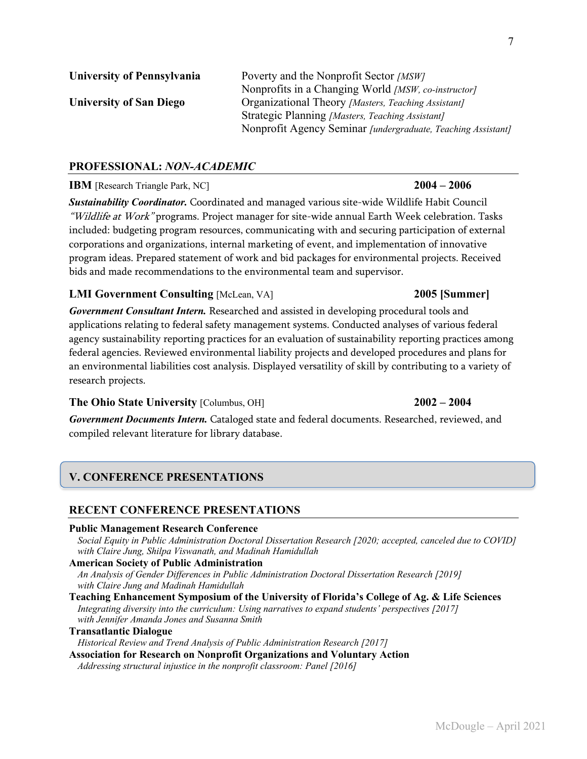**University of Pennsylvania** Poverty and the Nonprofit Sector *[MSW]*
Nonprofits in a Changing World *[MSW, co-instructor]*

**University of San Diego** Organizational Theory *[Masters, Teaching Assistant]*
Strategic Planning *[Masters, Teaching Assistant]*
Nonprofit Agency Seminar *[undergraduate, Teaching Assistant]*

## PROFESSIONAL: *NON-ACADEMIC*

**IBM** [Research Triangle Park, NC] **2004 – 2006**

***Sustainability Coordinator.*** Coordinated and managed various site-wide Wildlife Habit Council *"Wildlife at Work"* programs. Project manager for site-wide annual Earth Week celebration. Tasks included: budgeting program resources, communicating with and securing participation of external corporations and organizations, internal marketing of event, and implementation of innovative program ideas. Prepared statement of work and bid packages for environmental projects. Received bids and made recommendations to the environmental team and supervisor.

**LMI Government Consulting** [McLean, VA] **2005 [Summer]**

***Government Consultant Intern.*** Researched and assisted in developing procedural tools and applications relating to federal safety management systems. Conducted analyses of various federal agency sustainability reporting practices for an evaluation of sustainability reporting practices among federal agencies. Reviewed environmental liability projects and developed procedures and plans for an environmental liabilities cost analysis. Displayed versatility of skill by contributing to a variety of research projects.

**The Ohio State University** [Columbus, OH] **2002 – 2004**

***Government Documents Intern.*** Cataloged state and federal documents. Researched, reviewed, and compiled relevant literature for library database.

# V. CONFERENCE PRESENTATIONS

## RECENT CONFERENCE PRESENTATIONS

**Public Management Research Conference**
*Social Equity in Public Administration Doctoral Dissertation Research [2020; accepted, canceled due to COVID] with Claire Jung, Shilpa Viswanath, and Madinah Hamidullah*

**American Society of Public Administration**
*An Analysis of Gender Differences in Public Administration Doctoral Dissertation Research [2019] with Claire Jung and Madinah Hamidullah*

**Teaching Enhancement Symposium of the University of Florida's College of Ag. & Life Sciences**
*Integrating diversity into the curriculum: Using narratives to expand students' perspectives [2017] with Jennifer Amanda Jones and Susanna Smith*

**Transatlantic Dialogue**
*Historical Review and Trend Analysis of Public Administration Research [2017]*

**Association for Research on Nonprofit Organizations and Voluntary Action**
*Addressing structural injustice in the nonprofit classroom: Panel [2016]*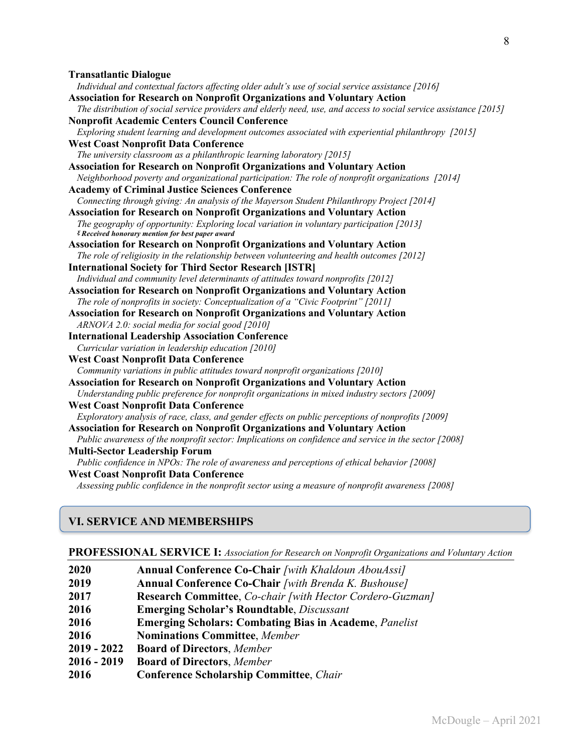**Transatlantic Dialogue**
*Individual and contextual factors affecting older adult's use of social service assistance [2016]*

**Association for Research on Nonprofit Organizations and Voluntary Action**
*The distribution of social service providers and elderly need, use, and access to social service assistance [2015]*

**Nonprofit Academic Centers Council Conference**
*Exploring student learning and development outcomes associated with experiential philanthropy [2015]*

**West Coast Nonprofit Data Conference**
*The university classroom as a philanthropic learning laboratory [2015]*

**Association for Research on Nonprofit Organizations and Voluntary Action**
*Neighborhood poverty and organizational participation: The role of nonprofit organizations [2014]*

**Academy of Criminal Justice Sciences Conference**
*Connecting through giving: An analysis of the Mayerson Student Philanthropy Project [2014]*

**Association for Research on Nonprofit Organizations and Voluntary Action**
*The geography of opportunity: Exploring local variation in voluntary participation [2013]*
***ξ Received honorary mention for best paper award***

**Association for Research on Nonprofit Organizations and Voluntary Action**
*The role of religiosity in the relationship between volunteering and health outcomes [2012]*

**International Society for Third Sector Research [ISTR]**
*Individual and community level determinants of attitudes toward nonprofits [2012]*

**Association for Research on Nonprofit Organizations and Voluntary Action**
*The role of nonprofits in society: Conceptualization of a "Civic Footprint" [2011]*

**Association for Research on Nonprofit Organizations and Voluntary Action**
*ARNOVA 2.0: social media for social good [2010]*

**International Leadership Association Conference**
*Curricular variation in leadership education [2010]*

**West Coast Nonprofit Data Conference**
*Community variations in public attitudes toward nonprofit organizations [2010]*

**Association for Research on Nonprofit Organizations and Voluntary Action**
*Understanding public preference for nonprofit organizations in mixed industry sectors [2009]*

**West Coast Nonprofit Data Conference**
*Exploratory analysis of race, class, and gender effects on public perceptions of nonprofits [2009]*

**Association for Research on Nonprofit Organizations and Voluntary Action**
*Public awareness of the nonprofit sector: Implications on confidence and service in the sector [2008]*

**Multi-Sector Leadership Forum**
*Public confidence in NPOs: The role of awareness and perceptions of ethical behavior [2008]*

**West Coast Nonprofit Data Conference**
*Assessing public confidence in the nonprofit sector using a measure of nonprofit awareness [2008]*

## VI. SERVICE AND MEMBERSHIPS

**PROFESSIONAL SERVICE I:** *Association for Research on Nonprofit Organizations and Voluntary Action*

**2020** — **Annual Conference Co-Chair** *[with Khaldoun AbouAssi]*
**2019** — **Annual Conference Co-Chair** *[with Brenda K. Bushouse]*
**2017** — **Research Committee**, *Co-chair [with Hector Cordero-Guzman]*
**2016** — **Emerging Scholar's Roundtable**, *Discussant*
**2016** — **Emerging Scholars: Combating Bias in Academe**, *Panelist*
**2016** — **Nominations Committee**, *Member*
**2019 - 2022** — **Board of Directors**, *Member*
**2016 - 2019** — **Board of Directors**, *Member*
**2016** — **Conference Scholarship Committee**, *Chair*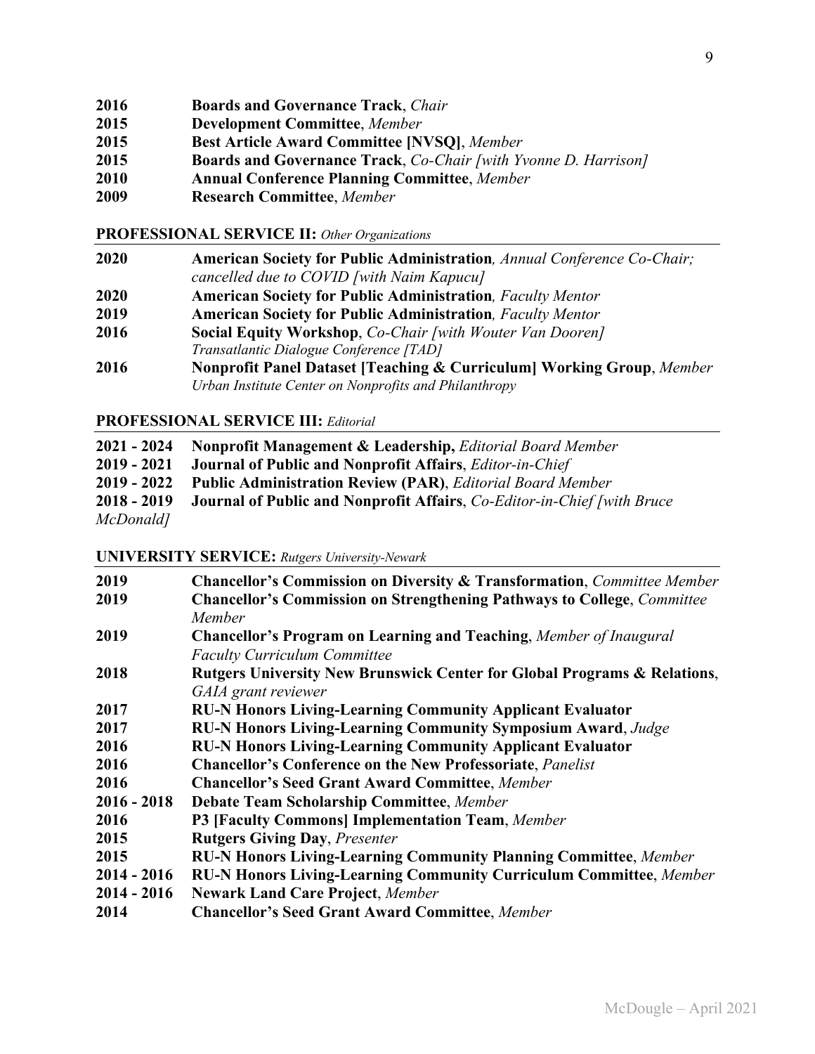**2016** **Boards and Governance Track**, *Chair*
**2015** **Development Committee**, *Member*
**2015** **Best Article Award Committee [NVSQ]**, *Member*
**2015** **Boards and Governance Track**, *Co-Chair [with Yvonne D. Harrison]*
**2010** **Annual Conference Planning Committee**, *Member*
**2009** **Research Committee**, *Member*

## PROFESSIONAL SERVICE II: *Other Organizations*

**2020** **American Society for Public Administration**, *Annual Conference Co-Chair; cancelled due to COVID [with Naim Kapucu]*
**2020** **American Society for Public Administration**, *Faculty Mentor*
**2019** **American Society for Public Administration**, *Faculty Mentor*
**2016** **Social Equity Workshop**, *Co-Chair [with Wouter Van Dooren]*
*Transatlantic Dialogue Conference [TAD]*
**2016** **Nonprofit Panel Dataset [Teaching & Curriculum] Working Group**, *Member*
*Urban Institute Center on Nonprofits and Philanthropy*

## PROFESSIONAL SERVICE III: *Editorial*

**2021 - 2024** **Nonprofit Management & Leadership,** *Editorial Board Member*
**2019 - 2021** **Journal of Public and Nonprofit Affairs**, *Editor-in-Chief*
**2019 - 2022** **Public Administration Review (PAR)**, *Editorial Board Member*
**2018 - 2019** **Journal of Public and Nonprofit Affairs**, *Co-Editor-in-Chief [with Bruce McDonald]*

## UNIVERSITY SERVICE: *Rutgers University-Newark*

**2019** **Chancellor's Commission on Diversity & Transformation**, *Committee Member*
**2019** **Chancellor's Commission on Strengthening Pathways to College**, *Committee Member*
**2019** **Chancellor's Program on Learning and Teaching**, *Member of Inaugural Faculty Curriculum Committee*
**2018** **Rutgers University New Brunswick Center for Global Programs & Relations**, *GAIA grant reviewer*
**2017** **RU-N Honors Living-Learning Community Applicant Evaluator**
**2017** **RU-N Honors Living-Learning Community Symposium Award**, *Judge*
**2016** **RU-N Honors Living-Learning Community Applicant Evaluator**
**2016** **Chancellor's Conference on the New Professoriate**, *Panelist*
**2016** **Chancellor's Seed Grant Award Committee**, *Member*
**2016 - 2018** **Debate Team Scholarship Committee**, *Member*
**2016** **P3 [Faculty Commons] Implementation Team**, *Member*
**2015** **Rutgers Giving Day**, *Presenter*
**2015** **RU-N Honors Living-Learning Community Planning Committee**, *Member*
**2014 - 2016** **RU-N Honors Living-Learning Community Curriculum Committee**, *Member*
**2014 - 2016** **Newark Land Care Project**, *Member*
**2014** **Chancellor's Seed Grant Award Committee**, *Member*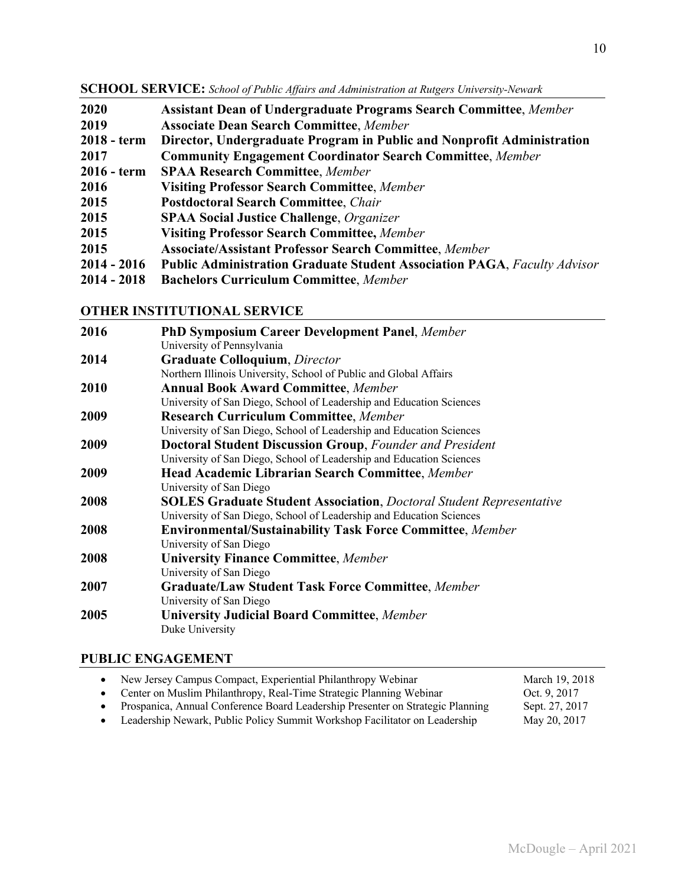## SCHOOL SERVICE: *School of Public Affairs and Administration at Rutgers University-Newark*

| | |
|---|---|
| **2020** | **Assistant Dean of Undergraduate Programs Search Committee**, *Member* |
| **2019** | **Associate Dean Search Committee**, *Member* |
| **2018 - term** | **Director, Undergraduate Program in Public and Nonprofit Administration** |
| **2017** | **Community Engagement Coordinator Search Committee**, *Member* |
| **2016 - term** | **SPAA Research Committee**, *Member* |
| **2016** | **Visiting Professor Search Committee**, *Member* |
| **2015** | **Postdoctoral Search Committee**, *Chair* |
| **2015** | **SPAA Social Justice Challenge**, *Organizer* |
| **2015** | **Visiting Professor Search Committee,** *Member* |
| **2015** | **Associate/Assistant Professor Search Committee**, *Member* |
| **2014 - 2016** | **Public Administration Graduate Student Association PAGA**, *Faculty Advisor* |
| **2014 - 2018** | **Bachelors Curriculum Committee**, *Member* |

## OTHER INSTITUTIONAL SERVICE

**2016** **PhD Symposium Career Development Panel**, *Member*
University of Pennsylvania

**2014** **Graduate Colloquium**, *Director*
Northern Illinois University, School of Public and Global Affairs

**2010** **Annual Book Award Committee**, *Member*
University of San Diego, School of Leadership and Education Sciences

**2009** **Research Curriculum Committee**, *Member*
University of San Diego, School of Leadership and Education Sciences

**2009** **Doctoral Student Discussion Group**, *Founder and President*
University of San Diego, School of Leadership and Education Sciences

**2009** **Head Academic Librarian Search Committee**, *Member*
University of San Diego

**2008** **SOLES Graduate Student Association**, *Doctoral Student Representative*
University of San Diego, School of Leadership and Education Sciences

**2008** **Environmental/Sustainability Task Force Committee**, *Member*
University of San Diego

**2008** **University Finance Committee**, *Member*
University of San Diego

**2007** **Graduate/Law Student Task Force Committee**, *Member*
University of San Diego

**2005** **University Judicial Board Committee**, *Member*
Duke University

## PUBLIC ENGAGEMENT

- New Jersey Campus Compact, Experiential Philanthropy Webinar — March 19, 2018
- Center on Muslim Philanthropy, Real-Time Strategic Planning Webinar — Oct. 9, 2017
- Prospanica, Annual Conference Board Leadership Presenter on Strategic Planning — Sept. 27, 2017
- Leadership Newark, Public Policy Summit Workshop Facilitator on Leadership — May 20, 2017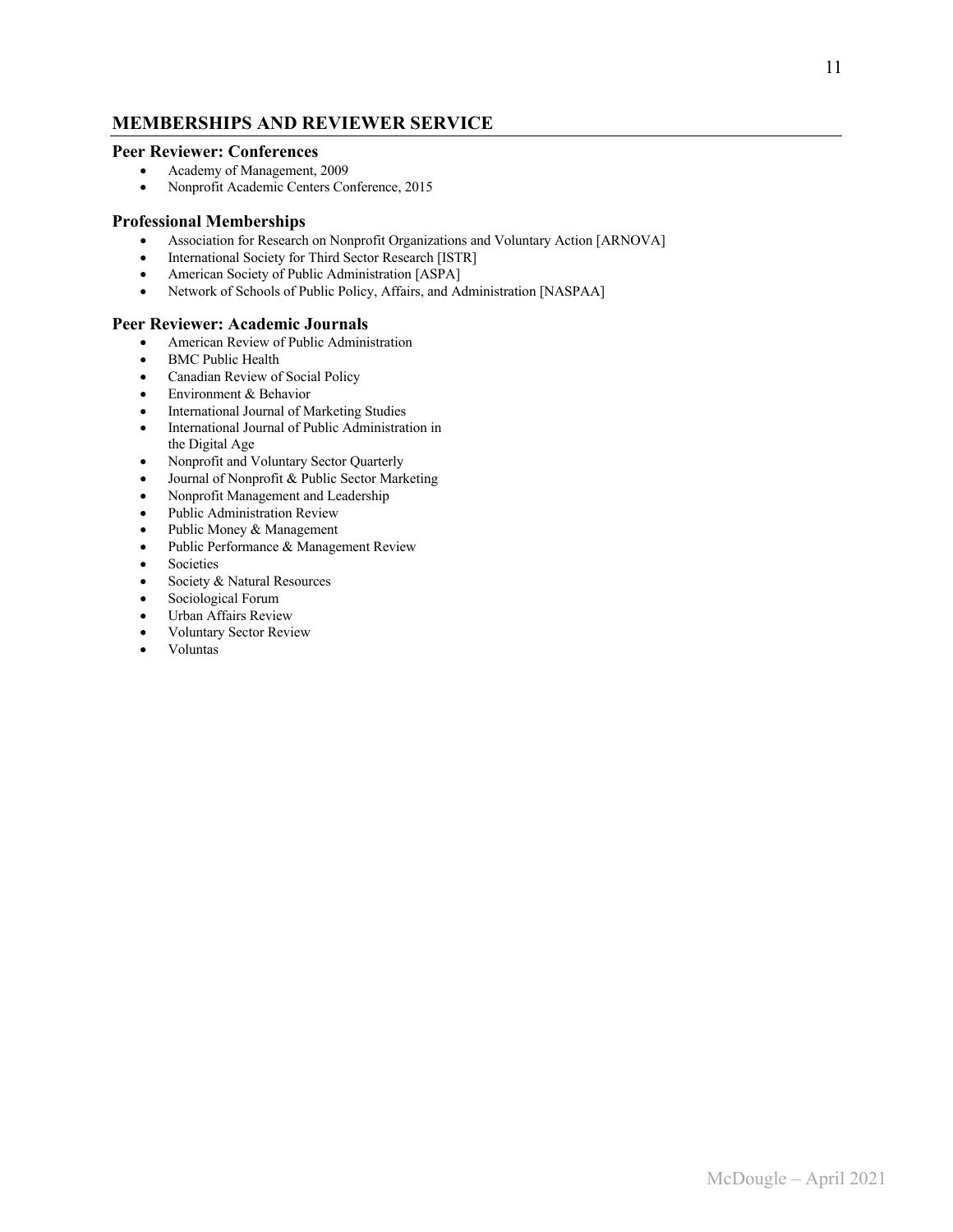## MEMBERSHIPS AND REVIEWER SERVICE

### Peer Reviewer: Conferences

- Academy of Management, 2009
- Nonprofit Academic Centers Conference, 2015

### Professional Memberships

- Association for Research on Nonprofit Organizations and Voluntary Action [ARNOVA]
- International Society for Third Sector Research [ISTR]
- American Society of Public Administration [ASPA]
- Network of Schools of Public Policy, Affairs, and Administration [NASPAA]

### Peer Reviewer: Academic Journals

- American Review of Public Administration
- BMC Public Health
- Canadian Review of Social Policy
- Environment & Behavior
- International Journal of Marketing Studies
- International Journal of Public Administration in the Digital Age
- Nonprofit and Voluntary Sector Quarterly
- Journal of Nonprofit & Public Sector Marketing
- Nonprofit Management and Leadership
- Public Administration Review
- Public Money & Management
- Public Performance & Management Review
- Societies
- Society & Natural Resources
- Sociological Forum
- Urban Affairs Review
- Voluntary Sector Review
- Voluntas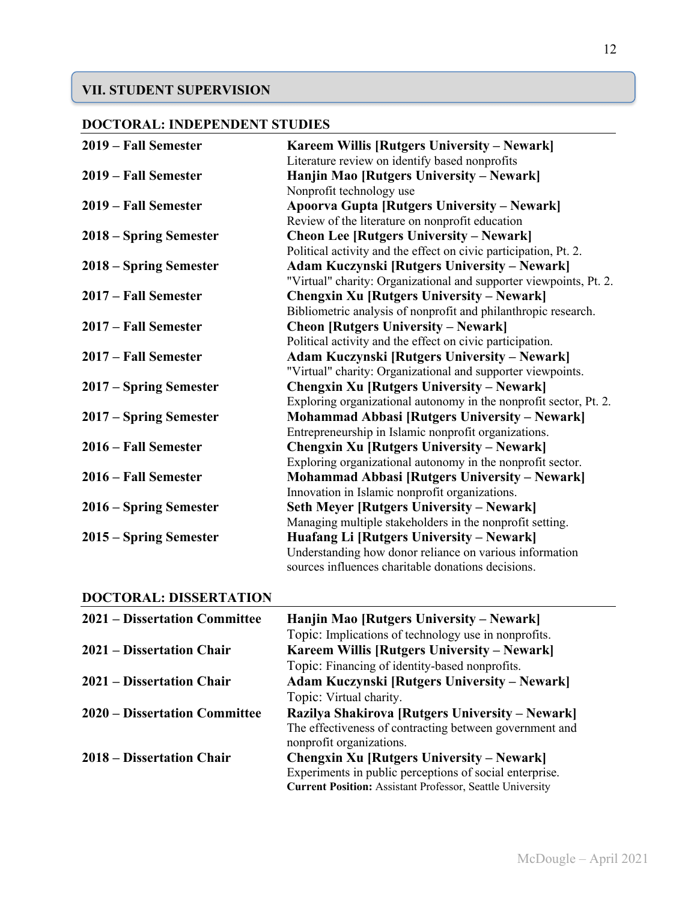## VII. STUDENT SUPERVISION

### DOCTORAL: INDEPENDENT STUDIES

**2019 – Fall Semester** — **Kareem Willis [Rutgers University – Newark]**
Literature review on identify based nonprofits

**2019 – Fall Semester** — **Hanjin Mao [Rutgers University – Newark]**
Nonprofit technology use

**2019 – Fall Semester** — **Apoorva Gupta [Rutgers University – Newark]**
Review of the literature on nonprofit education

**2018 – Spring Semester** — **Cheon Lee [Rutgers University – Newark]**
Political activity and the effect on civic participation, Pt. 2.

**2018 – Spring Semester** — **Adam Kuczynski [Rutgers University – Newark]**
"Virtual" charity: Organizational and supporter viewpoints, Pt. 2.

**2017 – Fall Semester** — **Chengxin Xu [Rutgers University – Newark]**
Bibliometric analysis of nonprofit and philanthropic research.

**2017 – Fall Semester** — **Cheon [Rutgers University – Newark]**
Political activity and the effect on civic participation.

**2017 – Fall Semester** — **Adam Kuczynski [Rutgers University – Newark]**
"Virtual" charity: Organizational and supporter viewpoints.

**2017 – Spring Semester** — **Chengxin Xu [Rutgers University – Newark]**
Exploring organizational autonomy in the nonprofit sector, Pt. 2.

**2017 – Spring Semester** — **Mohammad Abbasi [Rutgers University – Newark]**
Entrepreneurship in Islamic nonprofit organizations.

**2016 – Fall Semester** — **Chengxin Xu [Rutgers University – Newark]**
Exploring organizational autonomy in the nonprofit sector.

**2016 – Fall Semester** — **Mohammad Abbasi [Rutgers University – Newark]**
Innovation in Islamic nonprofit organizations.

**2016 – Spring Semester** — **Seth Meyer [Rutgers University – Newark]**
Managing multiple stakeholders in the nonprofit setting.

**2015 – Spring Semester** — **Huafang Li [Rutgers University – Newark]**
Understanding how donor reliance on various information sources influences charitable donations decisions.

### DOCTORAL: DISSERTATION

**2021 – Dissertation Committee** — **Hanjin Mao [Rutgers University – Newark]**
Topic: Implications of technology use in nonprofits.

**2021 – Dissertation Chair** — **Kareem Willis [Rutgers University – Newark]**
Topic: Financing of identity-based nonprofits.

**2021 – Dissertation Chair** — **Adam Kuczynski [Rutgers University – Newark]**
Topic: Virtual charity.

**2020 – Dissertation Committee** — **Razilya Shakirova [Rutgers University – Newark]**
The effectiveness of contracting between government and nonprofit organizations.

**2018 – Dissertation Chair** — **Chengxin Xu [Rutgers University – Newark]**
Experiments in public perceptions of social enterprise.
**Current Position:** Assistant Professor, Seattle University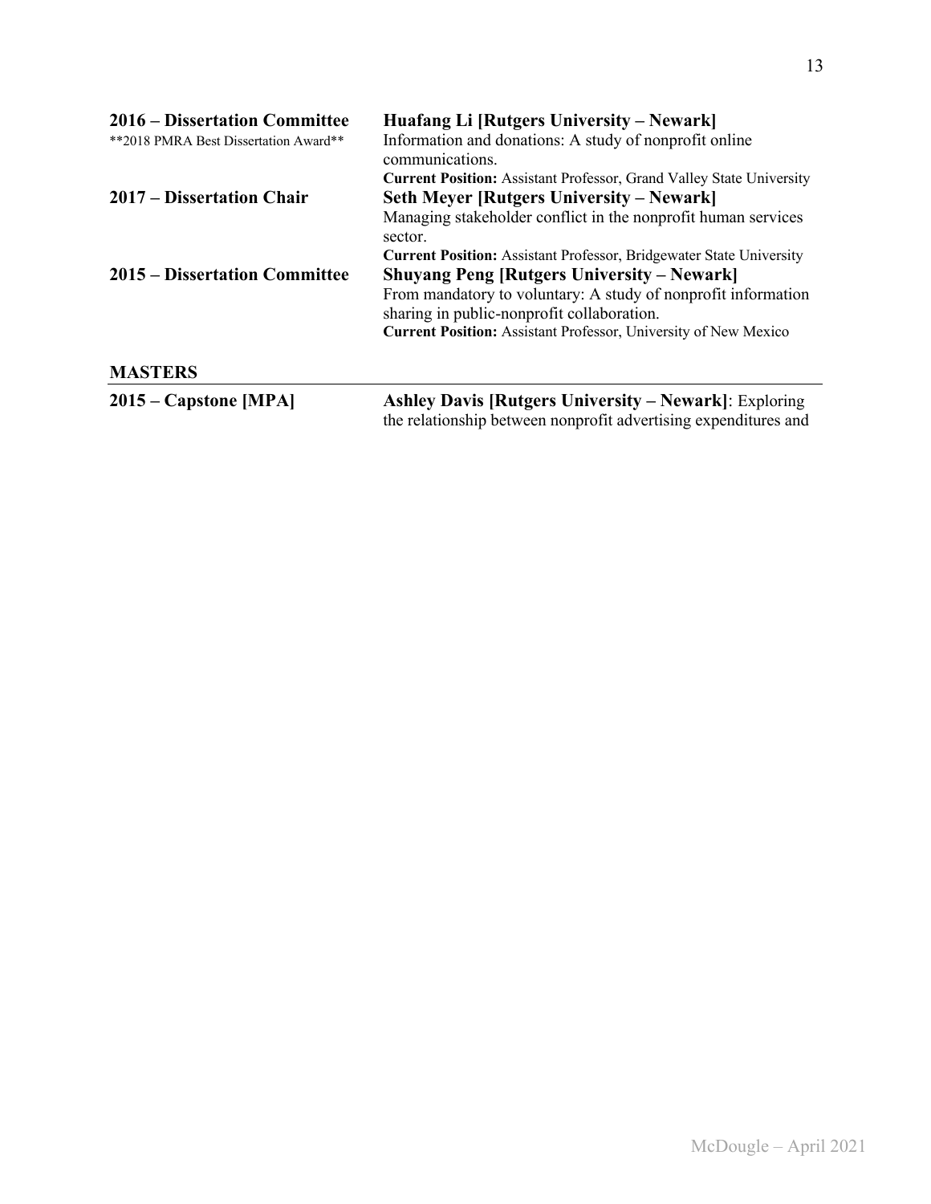**2016 – Dissertation Committee**
**2018 PMRA Best Dissertation Award**

**Huafang Li [Rutgers University – Newark]**
Information and donations: A study of nonprofit online communications.
**Current Position:** Assistant Professor, Grand Valley State University

**2017 – Dissertation Chair**

**Seth Meyer [Rutgers University – Newark]**
Managing stakeholder conflict in the nonprofit human services sector.
**Current Position:** Assistant Professor, Bridgewater State University

**2015 – Dissertation Committee**

**Shuyang Peng [Rutgers University – Newark]**
From mandatory to voluntary: A study of nonprofit information sharing in public-nonprofit collaboration.
**Current Position:** Assistant Professor, University of New Mexico

## MASTERS

**2015 – Capstone [MPA]**

**Ashley Davis [Rutgers University – Newark]**: Exploring the relationship between nonprofit advertising expenditures and